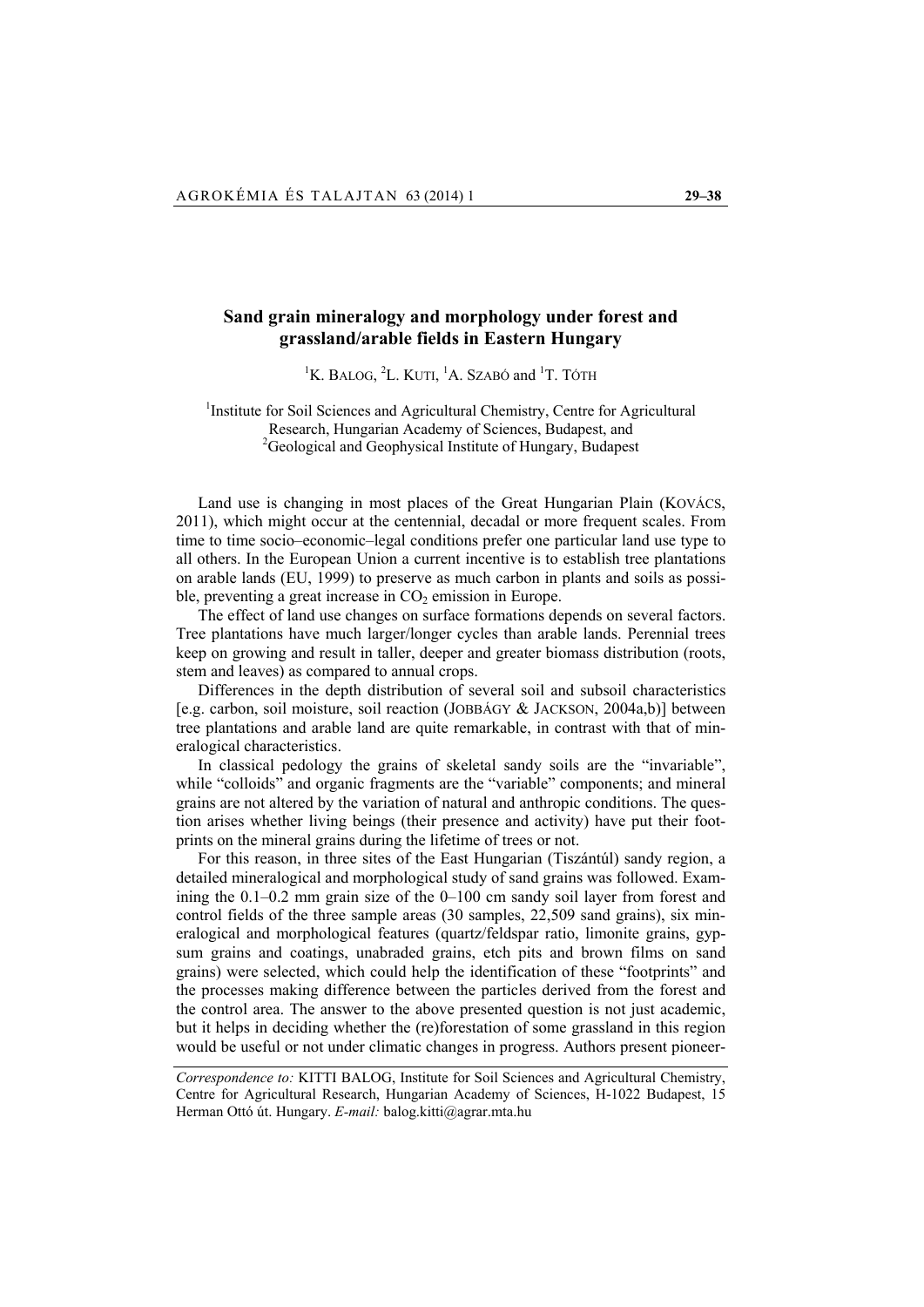# Sand grain mineralogy and morphology under forest and grassland/arable fields in Eastern Hungary

[1]K. BALOG, [2]L. KUTI, [1]A. SZABÓ and [1]T. TÓTH

[1]Institute for Soil Sciences and Agricultural Chemistry, Centre for Agricultural Research, Hungarian Academy of Sciences, Budapest, and
[2]Geological and Geophysical Institute of Hungary, Budapest

Land use is changing in most places of the Great Hungarian Plain (KOVÁCS, 2011), which might occur at the centennial, decadal or more frequent scales. From time to time socio–economic–legal conditions prefer one particular land use type to all others. In the European Union a current incentive is to establish tree plantations on arable lands (EU, 1999) to preserve as much carbon in plants and soils as possible, preventing a great increase in $CO_2$ emission in Europe.

The effect of land use changes on surface formations depends on several factors. Tree plantations have much larger/longer cycles than arable lands. Perennial trees keep on growing and result in taller, deeper and greater biomass distribution (roots, stem and leaves) as compared to annual crops.

Differences in the depth distribution of several soil and subsoil characteristics [e.g. carbon, soil moisture, soil reaction (JOBBÁGY & JACKSON, 2004a,b)] between tree plantations and arable land are quite remarkable, in contrast with that of mineralogical characteristics.

In classical pedology the grains of skeletal sandy soils are the "invariable", while "colloids" and organic fragments are the "variable" components; and mineral grains are not altered by the variation of natural and anthropic conditions. The question arises whether living beings (their presence and activity) have put their footprints on the mineral grains during the lifetime of trees or not.

For this reason, in three sites of the East Hungarian (Tiszántúl) sandy region, a detailed mineralogical and morphological study of sand grains was followed. Examining the 0.1–0.2 mm grain size of the 0–100 cm sandy soil layer from forest and control fields of the three sample areas (30 samples, 22,509 sand grains), six mineralogical and morphological features (quartz/feldspar ratio, limonite grains, gypsum grains and coatings, unabraded grains, etch pits and brown films on sand grains) were selected, which could help the identification of these "footprints" and the processes making difference between the particles derived from the forest and the control area. The answer to the above presented question is not just academic, but it helps in deciding whether the (re)forestation of some grassland in this region would be useful or not under climatic changes in progress. Authors present pioneer-

*Correspondence to:* KITTI BALOG, Institute for Soil Sciences and Agricultural Chemistry, Centre for Agricultural Research, Hungarian Academy of Sciences, H-1022 Budapest, 15 Herman Ottó út. Hungary. *E-mail:* balog.kitti@agrar.mta.hu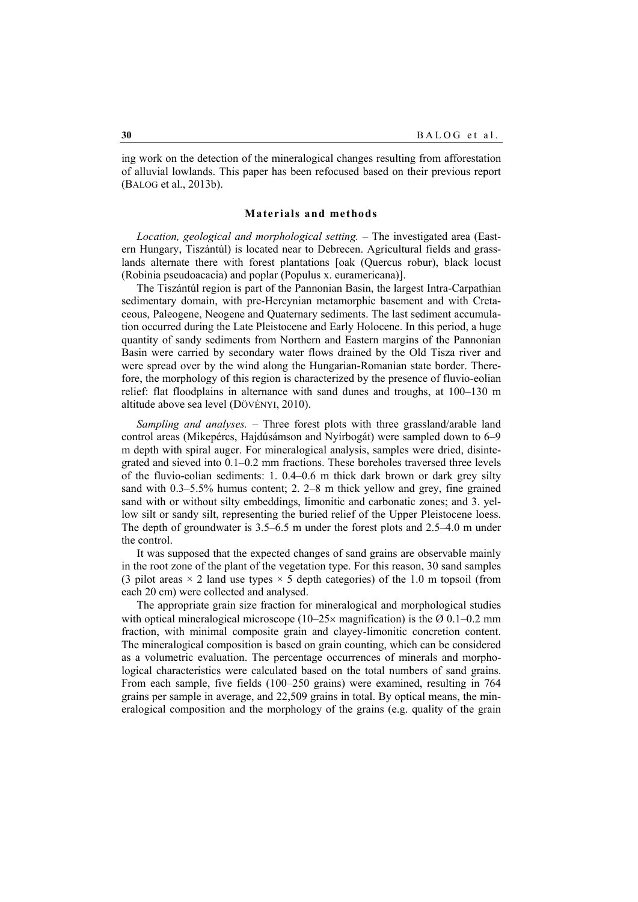ing work on the detection of the mineralogical changes resulting from afforestation of alluvial lowlands. This paper has been refocused based on their previous report (BALOG et al., 2013b).

## Materials and methods

*Location, geological and morphological setting.* – The investigated area (Eastern Hungary, Tiszántúl) is located near to Debrecen. Agricultural fields and grasslands alternate there with forest plantations [oak (Quercus robur), black locust (Robinia pseudoacacia) and poplar (Populus x. euramericana)].

The Tiszántúl region is part of the Pannonian Basin, the largest Intra-Carpathian sedimentary domain, with pre-Hercynian metamorphic basement and with Cretaceous, Paleogene, Neogene and Quaternary sediments. The last sediment accumulation occurred during the Late Pleistocene and Early Holocene. In this period, a huge quantity of sandy sediments from Northern and Eastern margins of the Pannonian Basin were carried by secondary water flows drained by the Old Tisza river and were spread over by the wind along the Hungarian-Romanian state border. Therefore, the morphology of this region is characterized by the presence of fluvio-eolian relief: flat floodplains in alternance with sand dunes and troughs, at 100–130 m altitude above sea level (DÖVÉNYI, 2010).

*Sampling and analyses.* – Three forest plots with three grassland/arable land control areas (Mikepércs, Hajdúsámson and Nyírbogát) were sampled down to 6–9 m depth with spiral auger. For mineralogical analysis, samples were dried, disintegrated and sieved into 0.1–0.2 mm fractions. These boreholes traversed three levels of the fluvio-eolian sediments: 1. 0.4–0.6 m thick dark brown or dark grey silty sand with 0.3–5.5% humus content; 2. 2–8 m thick yellow and grey, fine grained sand with or without silty embeddings, limonitic and carbonatic zones; and 3. yellow silt or sandy silt, representing the buried relief of the Upper Pleistocene loess. The depth of groundwater is 3.5–6.5 m under the forest plots and 2.5–4.0 m under the control.

It was supposed that the expected changes of sand grains are observable mainly in the root zone of the plant of the vegetation type. For this reason, 30 sand samples (3 pilot areas × 2 land use types × 5 depth categories) of the 1.0 m topsoil (from each 20 cm) were collected and analysed.

The appropriate grain size fraction for mineralogical and morphological studies with optical mineralogical microscope (10–25× magnification) is the Ø 0.1–0.2 mm fraction, with minimal composite grain and clayey-limonitic concretion content. The mineralogical composition is based on grain counting, which can be considered as a volumetric evaluation. The percentage occurrences of minerals and morphological characteristics were calculated based on the total numbers of sand grains. From each sample, five fields (100–250 grains) were examined, resulting in 764 grains per sample in average, and 22,509 grains in total. By optical means, the mineralogical composition and the morphology of the grains (e.g. quality of the grain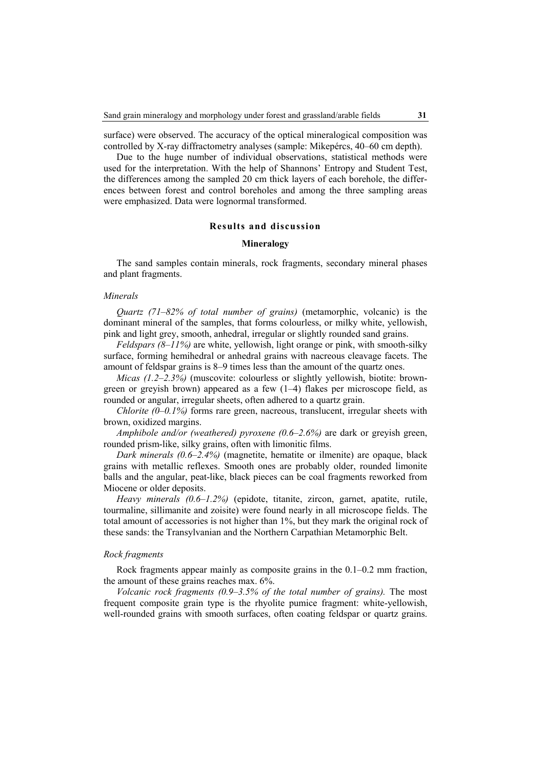surface) were observed. The accuracy of the optical mineralogical composition was controlled by X-ray diffractometry analyses (sample: Mikepércs, 40–60 cm depth).

Due to the huge number of individual observations, statistical methods were used for the interpretation. With the help of Shannons' Entropy and Student Test, the differences among the sampled 20 cm thick layers of each borehole, the differences between forest and control boreholes and among the three sampling areas were emphasized. Data were lognormal transformed.

## Results and discussion

### Mineralogy

The sand samples contain minerals, rock fragments, secondary mineral phases and plant fragments.

#### *Minerals*

*Quartz (71–82% of total number of grains)* (metamorphic, volcanic) is the dominant mineral of the samples, that forms colourless, or milky white, yellowish, pink and light grey, smooth, anhedral, irregular or slightly rounded sand grains.

*Feldspars (8–11%)* are white, yellowish, light orange or pink, with smooth-silky surface, forming hemihedral or anhedral grains with nacreous cleavage facets. The amount of feldspar grains is 8–9 times less than the amount of the quartz ones.

*Micas (1.2–2.3%)* (muscovite: colourless or slightly yellowish, biotite: brown-green or greyish brown) appeared as a few (1–4) flakes per microscope field, as rounded or angular, irregular sheets, often adhered to a quartz grain.

*Chlorite (0–0.1%)* forms rare green, nacreous, translucent, irregular sheets with brown, oxidized margins.

*Amphibole and/or (weathered) pyroxene (0.6–2.6%)* are dark or greyish green, rounded prism-like, silky grains, often with limonitic films.

*Dark minerals (0.6–2.4%)* (magnetite, hematite or ilmenite) are opaque, black grains with metallic reflexes. Smooth ones are probably older, rounded limonite balls and the angular, peat-like, black pieces can be coal fragments reworked from Miocene or older deposits.

*Heavy minerals (0.6–1.2%)* (epidote, titanite, zircon, garnet, apatite, rutile, tourmaline, sillimanite and zoisite) were found nearly in all microscope fields. The total amount of accessories is not higher than 1%, but they mark the original rock of these sands: the Transylvanian and the Northern Carpathian Metamorphic Belt.

#### *Rock fragments*

Rock fragments appear mainly as composite grains in the 0.1–0.2 mm fraction, the amount of these grains reaches max. 6%.

*Volcanic rock fragments (0.9–3.5% of the total number of grains).* The most frequent composite grain type is the rhyolite pumice fragment: white-yellowish, well-rounded grains with smooth surfaces, often coating feldspar or quartz grains.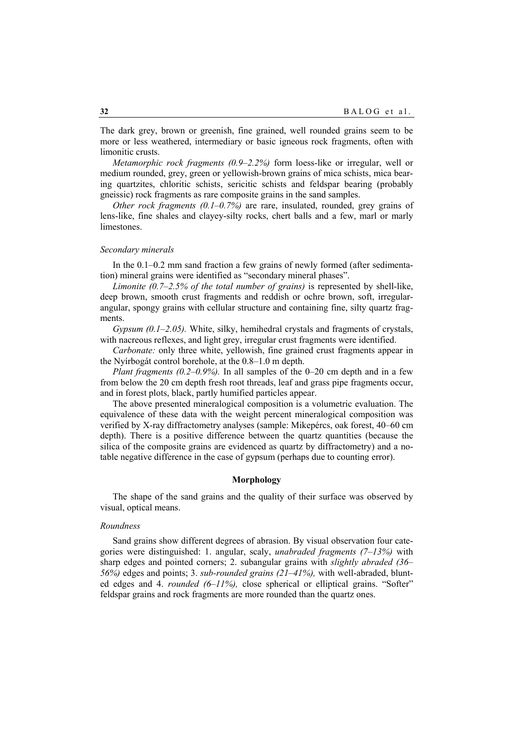The dark grey, brown or greenish, fine grained, well rounded grains seem to be more or less weathered, intermediary or basic igneous rock fragments, often with limonitic crusts.

*Metamorphic rock fragments (0.9–2.2%)* form loess-like or irregular, well or medium rounded, grey, green or yellowish-brown grains of mica schists, mica bearing quartzites, chloritic schists, sericitic schists and feldspar bearing (probably gneissic) rock fragments as rare composite grains in the sand samples.

*Other rock fragments (0.1–0.7%)* are rare, insulated, rounded, grey grains of lens-like, fine shales and clayey-silty rocks, chert balls and a few, marl or marly limestones.

### *Secondary minerals*

In the 0.1–0.2 mm sand fraction a few grains of newly formed (after sedimentation) mineral grains were identified as "secondary mineral phases".

*Limonite (0.7–2.5% of the total number of grains)* is represented by shell-like, deep brown, smooth crust fragments and reddish or ochre brown, soft, irregular-angular, spongy grains with cellular structure and containing fine, silty quartz fragments.

*Gypsum (0.1–2.05).* White, silky, hemihedral crystals and fragments of crystals, with nacreous reflexes, and light grey, irregular crust fragments were identified.

*Carbonate:* only three white, yellowish, fine grained crust fragments appear in the Nyírbogát control borehole, at the 0.8–1.0 m depth.

*Plant fragments (0.2–0.9%).* In all samples of the 0–20 cm depth and in a few from below the 20 cm depth fresh root threads, leaf and grass pipe fragments occur, and in forest plots, black, partly humified particles appear.

The above presented mineralogical composition is a volumetric evaluation. The equivalence of these data with the weight percent mineralogical composition was verified by X-ray diffractometry analyses (sample: Mikepércs, oak forest, 40–60 cm depth). There is a positive difference between the quartz quantities (because the silica of the composite grains are evidenced as quartz by diffractometry) and a notable negative difference in the case of gypsum (perhaps due to counting error).

## Morphology

The shape of the sand grains and the quality of their surface was observed by visual, optical means.

### *Roundness*

Sand grains show different degrees of abrasion. By visual observation four categories were distinguished: 1. angular, scaly, *unabraded fragments (7–13%)* with sharp edges and pointed corners; 2. subangular grains with *slightly abraded (36–56%)* edges and points; 3. *sub-rounded grains (21–41%),* with well-abraded, blunted edges and 4. *rounded (6–11%),* close spherical or elliptical grains. "Softer" feldspar grains and rock fragments are more rounded than the quartz ones.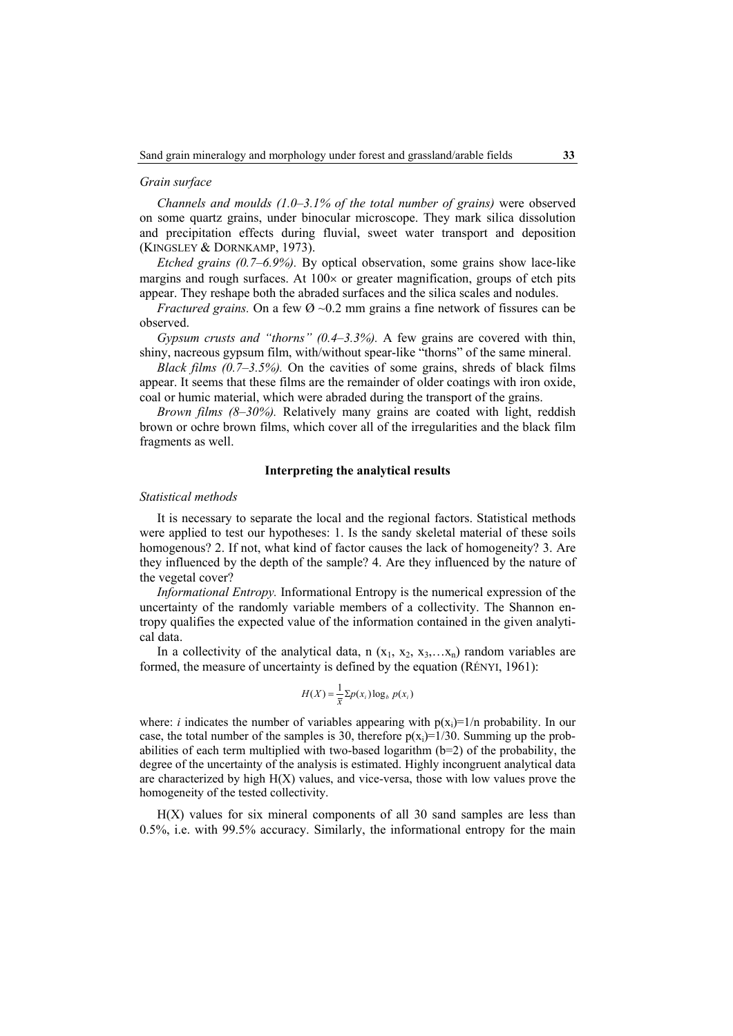*Grain surface*

*Channels and moulds (1.0–3.1% of the total number of grains)* were observed on some quartz grains, under binocular microscope. They mark silica dissolution and precipitation effects during fluvial, sweet water transport and deposition (KINGSLEY & DORNKAMP, 1973).

*Etched grains (0.7–6.9%).* By optical observation, some grains show lace-like margins and rough surfaces. At 100× or greater magnification, groups of etch pits appear. They reshape both the abraded surfaces and the silica scales and nodules.

*Fractured grains.* On a few Ø ~0.2 mm grains a fine network of fissures can be observed.

*Gypsum crusts and "thorns" (0.4–3.3%).* A few grains are covered with thin, shiny, nacreous gypsum film, with/without spear-like "thorns" of the same mineral.

*Black films (0.7–3.5%).* On the cavities of some grains, shreds of black films appear. It seems that these films are the remainder of older coatings with iron oxide, coal or humic material, which were abraded during the transport of the grains.

*Brown films (8–30%).* Relatively many grains are coated with light, reddish brown or ochre brown films, which cover all of the irregularities and the black film fragments as well.

## Interpreting the analytical results

*Statistical methods*

It is necessary to separate the local and the regional factors. Statistical methods were applied to test our hypotheses: 1. Is the sandy skeletal material of these soils homogenous? 2. If not, what kind of factor causes the lack of homogeneity? 3. Are they influenced by the depth of the sample? 4. Are they influenced by the nature of the vegetal cover?

*Informational Entropy.* Informational Entropy is the numerical expression of the uncertainty of the randomly variable members of a collectivity. The Shannon entropy qualifies the expected value of the information contained in the given analytical data.

In a collectivity of the analytical data, n ($x_1$, $x_2$, $x_3$,…$x_n$) random variables are formed, the measure of uncertainty is defined by the equation (RÉNYI, 1961):

$$H(X) = \frac{1}{\bar{x}} \Sigma p(x_i) \log_b p(x_i)$$

where: *i* indicates the number of variables appearing with $p(x_i)=1/n$ probability. In our case, the total number of the samples is 30, therefore $p(x_i)=1/30$. Summing up the probabilities of each term multiplied with two-based logarithm (b=2) of the probability, the degree of the uncertainty of the analysis is estimated. Highly incongruent analytical data are characterized by high H(X) values, and vice-versa, those with low values prove the homogeneity of the tested collectivity.

H(X) values for six mineral components of all 30 sand samples are less than 0.5%, i.e. with 99.5% accuracy. Similarly, the informational entropy for the main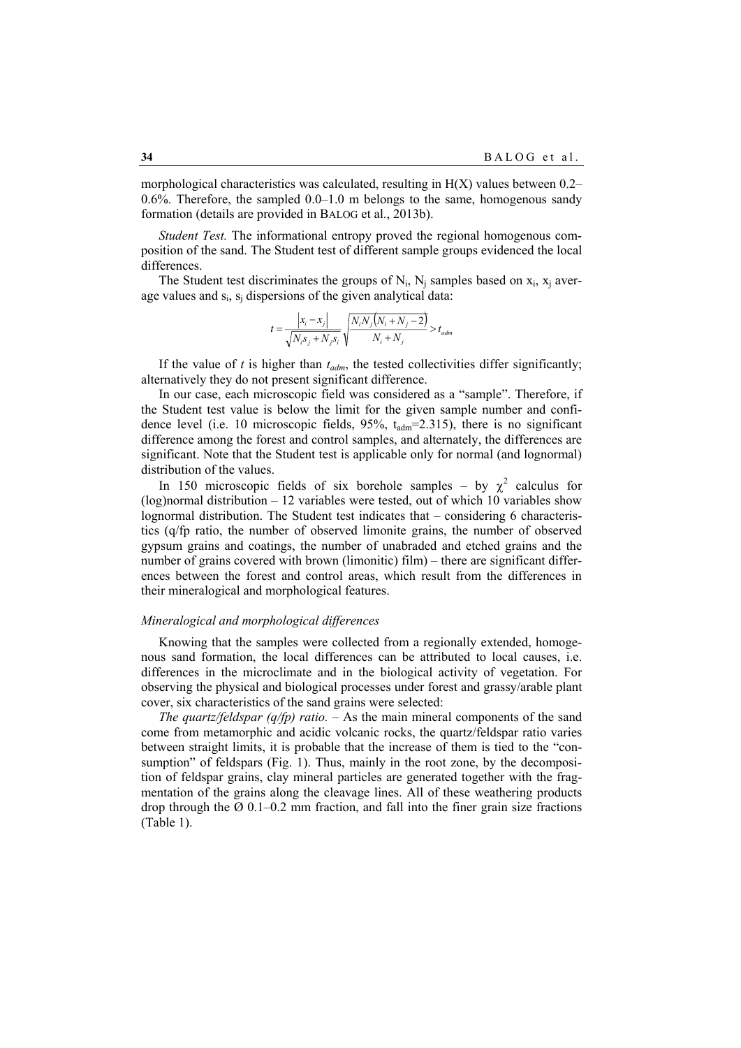morphological characteristics was calculated, resulting in H(X) values between 0.2–0.6%. Therefore, the sampled 0.0–1.0 m belongs to the same, homogenous sandy formation (details are provided in BALOG et al., 2013b).

*Student Test.* The informational entropy proved the regional homogenous composition of the sand. The Student test of different sample groups evidenced the local differences.

The Student test discriminates the groups of $N_i$, $N_j$ samples based on $x_i$, $x_j$ average values and $s_i$, $s_j$ dispersions of the given analytical data:

$$t = \frac{|x_i - x_j|}{\sqrt{N_i s_j + N_j s_i}} \sqrt{\frac{N_i N_j (N_i + N_j - 2)}{N_i + N_j}} > t_{adm}$$

If the value of $t$ is higher than $t_{adm}$, the tested collectivities differ significantly; alternatively they do not present significant difference.

In our case, each microscopic field was considered as a "sample". Therefore, if the Student test value is below the limit for the given sample number and confidence level (i.e. 10 microscopic fields, 95%, $t_{adm}$=2.315), there is no significant difference among the forest and control samples, and alternately, the differences are significant. Note that the Student test is applicable only for normal (and lognormal) distribution of the values.

In 150 microscopic fields of six borehole samples – by $\chi^2$ calculus for (log)normal distribution – 12 variables were tested, out of which 10 variables show lognormal distribution. The Student test indicates that – considering 6 characteristics (q/fp ratio, the number of observed limonite grains, the number of observed gypsum grains and coatings, the number of unabraded and etched grains and the number of grains covered with brown (limonitic) film) – there are significant differences between the forest and control areas, which result from the differences in their mineralogical and morphological features.

### *Mineralogical and morphological differences*

Knowing that the samples were collected from a regionally extended, homogenous sand formation, the local differences can be attributed to local causes, i.e. differences in the microclimate and in the biological activity of vegetation. For observing the physical and biological processes under forest and grassy/arable plant cover, six characteristics of the sand grains were selected:

*The quartz/feldspar (q/fp) ratio.* – As the main mineral components of the sand come from metamorphic and acidic volcanic rocks, the quartz/feldspar ratio varies between straight limits, it is probable that the increase of them is tied to the "consumption" of feldspars (Fig. 1). Thus, mainly in the root zone, by the decomposition of feldspar grains, clay mineral particles are generated together with the fragmentation of the grains along the cleavage lines. All of these weathering products drop through the Ø 0.1–0.2 mm fraction, and fall into the finer grain size fractions (Table 1).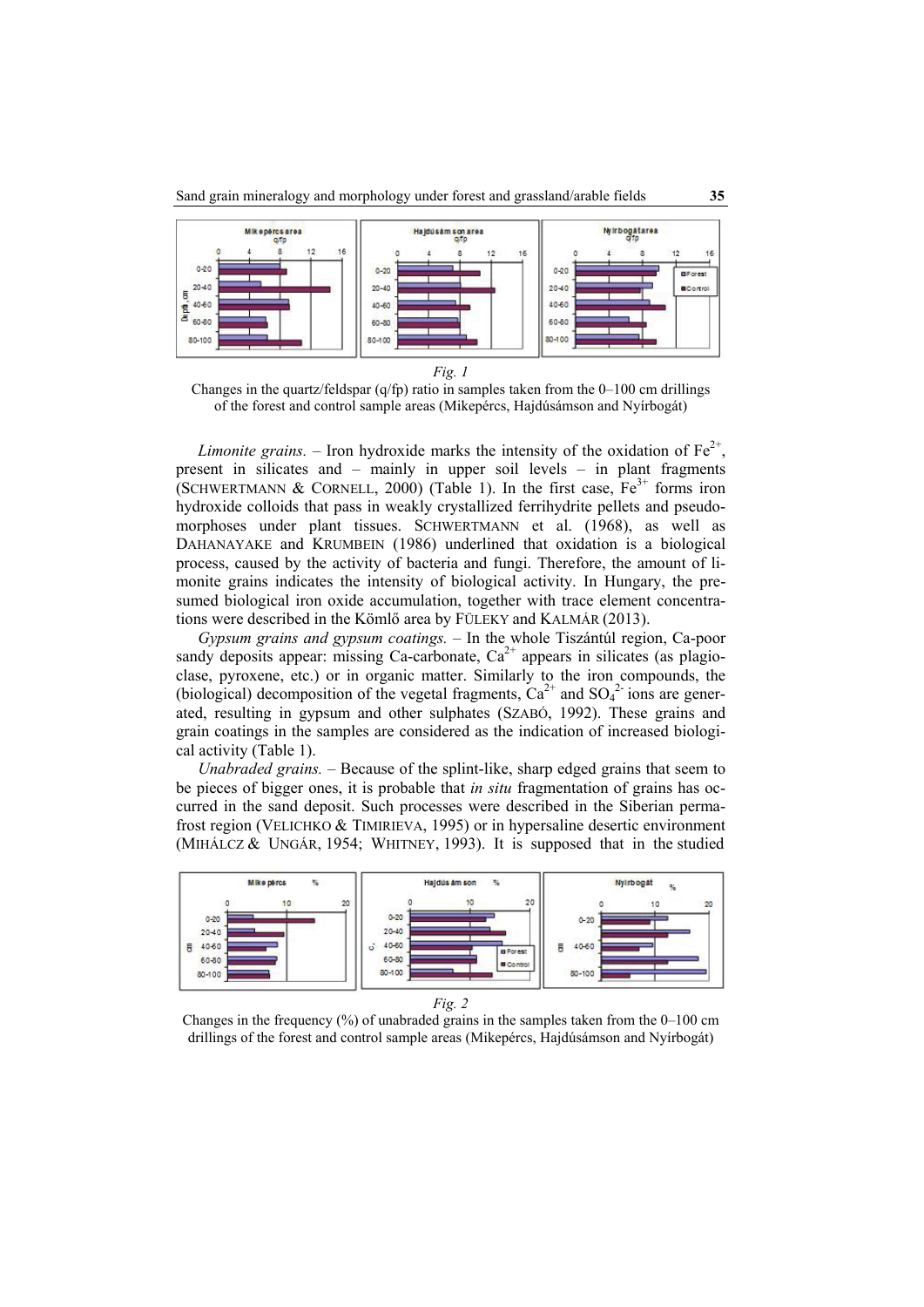*Fig. 1*

Changes in the quartz/feldspar (q/fp) ratio in samples taken from the 0–100 cm drillings of the forest and control sample areas (Mikepércs, Hajdúsámson and Nyírbogát)

*Limonite grains.* – Iron hydroxide marks the intensity of the oxidation of $Fe^{2+}$, present in silicates and – mainly in upper soil levels – in plant fragments (SCHWERTMANN & CORNELL, 2000) (Table 1). In the first case, $Fe^{3+}$ forms iron hydroxide colloids that pass in weakly crystallized ferrihydrite pellets and pseudomorphoses under plant tissues. SCHWERTMANN et al. (1968), as well as DAHANAYAKE and KRUMBEIN (1986) underlined that oxidation is a biological process, caused by the activity of bacteria and fungi. Therefore, the amount of limonite grains indicates the intensity of biological activity. In Hungary, the presumed biological iron oxide accumulation, together with trace element concentrations were described in the Kömlő area by FÜLEKY and KALMÁR (2013).

*Gypsum grains and gypsum coatings.* – In the whole Tiszántúl region, Ca-poor sandy deposits appear: missing Ca-carbonate, $Ca^{2+}$ appears in silicates (as plagioclase, pyroxene, etc.) or in organic matter. Similarly to the iron compounds, the (biological) decomposition of the vegetal fragments, $Ca^{2+}$ and $SO_4^{2-}$ ions are generated, resulting in gypsum and other sulphates (SZABÓ, 1992). These grains and grain coatings in the samples are considered as the indication of increased biological activity (Table 1).

*Unabraded grains.* – Because of the splint-like, sharp edged grains that seem to be pieces of bigger ones, it is probable that *in situ* fragmentation of grains has occurred in the sand deposit. Such processes were described in the Siberian permafrost region (VELICHKO & TIMIRIEVA, 1995) or in hypersaline desertic environment (MIHÁLCZ & UNGÁR, 1954; WHITNEY, 1993). It is supposed that in the studied

*Fig. 2*

Changes in the frequency (%) of unabraded grains in the samples taken from the 0–100 cm drillings of the forest and control sample areas (Mikepércs, Hajdúsámson and Nyírbogát)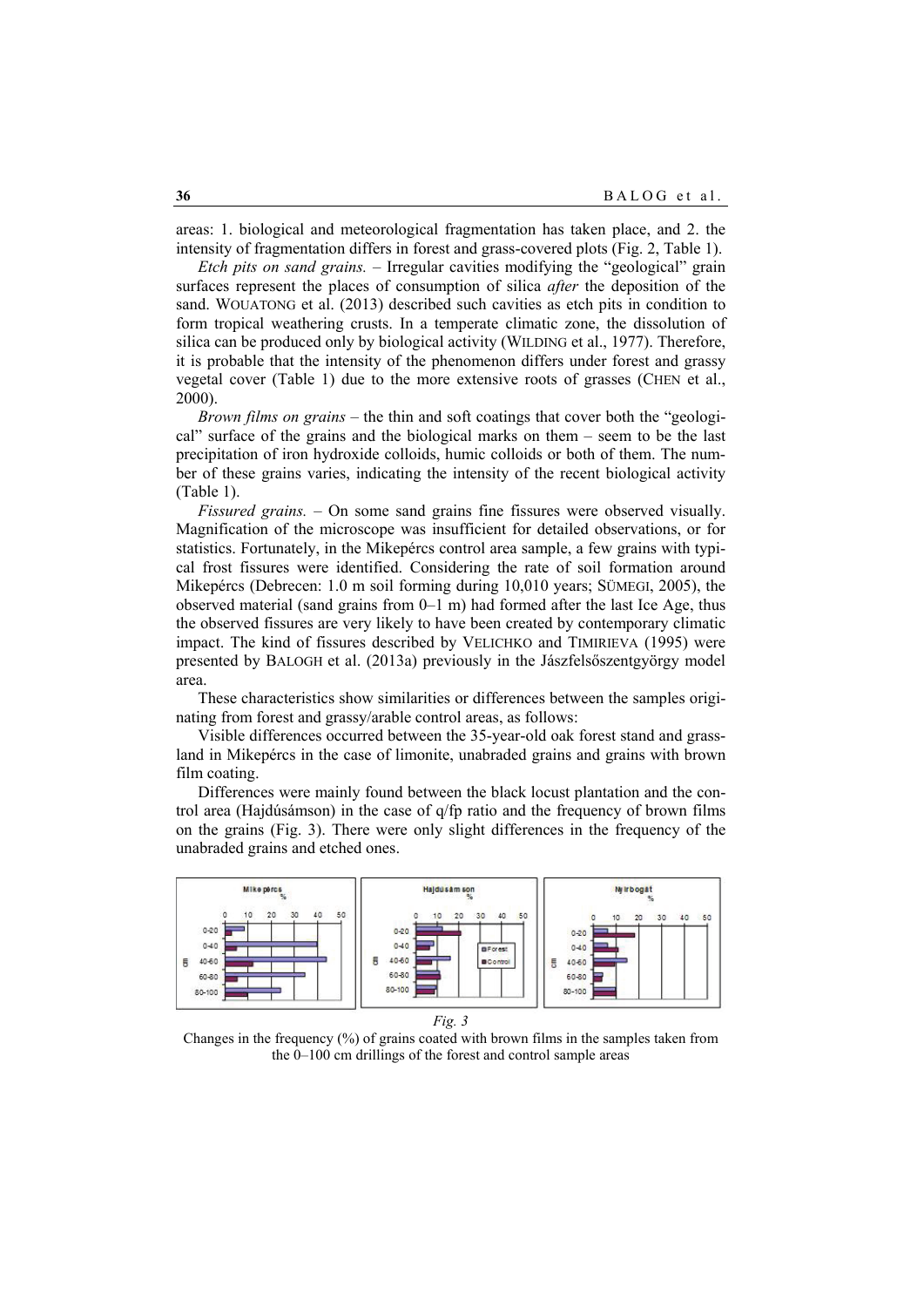areas: 1. biological and meteorological fragmentation has taken place, and 2. the intensity of fragmentation differs in forest and grass-covered plots (Fig. 2, Table 1).

*Etch pits on sand grains.* – Irregular cavities modifying the "geological" grain surfaces represent the places of consumption of silica *after* the deposition of the sand. WOUATONG et al. (2013) described such cavities as etch pits in condition to form tropical weathering crusts. In a temperate climatic zone, the dissolution of silica can be produced only by biological activity (WILDING et al., 1977). Therefore, it is probable that the intensity of the phenomenon differs under forest and grassy vegetal cover (Table 1) due to the more extensive roots of grasses (CHEN et al., 2000).

*Brown films on grains* – the thin and soft coatings that cover both the "geological" surface of the grains and the biological marks on them – seem to be the last precipitation of iron hydroxide colloids, humic colloids or both of them. The number of these grains varies, indicating the intensity of the recent biological activity (Table 1).

*Fissured grains.* – On some sand grains fine fissures were observed visually. Magnification of the microscope was insufficient for detailed observations, or for statistics. Fortunately, in the Mikepércs control area sample, a few grains with typical frost fissures were identified. Considering the rate of soil formation around Mikepércs (Debrecen: 1.0 m soil forming during 10,010 years; SÜMEGI, 2005), the observed material (sand grains from 0–1 m) had formed after the last Ice Age, thus the observed fissures are very likely to have been created by contemporary climatic impact. The kind of fissures described by VELICHKO and TIMIRIEVA (1995) were presented by BALOGH et al. (2013a) previously in the Jászfelsőszentgyörgy model area.

These characteristics show similarities or differences between the samples originating from forest and grassy/arable control areas, as follows:

Visible differences occurred between the 35-year-old oak forest stand and grassland in Mikepércs in the case of limonite, unabraded grains and grains with brown film coating.

Differences were mainly found between the black locust plantation and the control area (Hajdúsámson) in the case of q/fp ratio and the frequency of brown films on the grains (Fig. 3). There were only slight differences in the frequency of the unabraded grains and etched ones.

*Fig. 3*

Changes in the frequency (%) of grains coated with brown films in the samples taken from the 0–100 cm drillings of the forest and control sample areas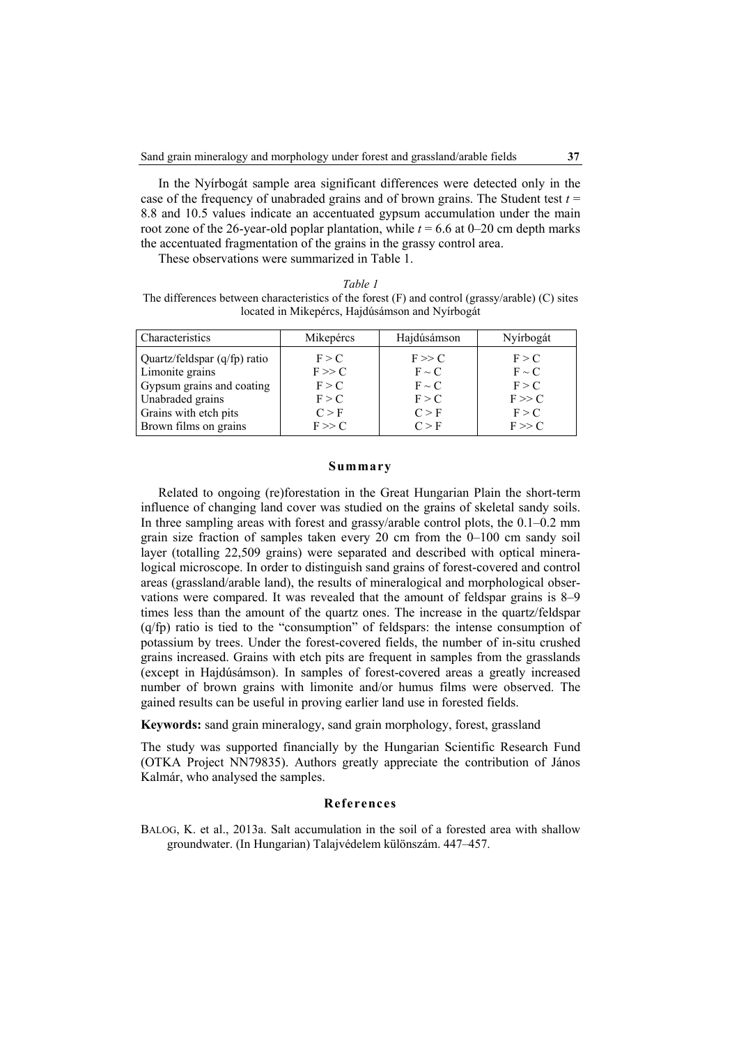In the Nyírbogát sample area significant differences were detected only in the case of the frequency of unabraded grains and of brown grains. The Student test $t$ = 8.8 and 10.5 values indicate an accentuated gypsum accumulation under the main root zone of the 26-year-old poplar plantation, while $t = 6.6$ at 0–20 cm depth marks the accentuated fragmentation of the grains in the grassy control area.

These observations were summarized in Table 1.

*Table 1*
The differences between characteristics of the forest (F) and control (grassy/arable) (C) sites located in Mikepércs, Hajdúsámson and Nyírbogát

| Characteristics | Mikepércs | Hajdúsámson | Nyírbogát |
|---|---|---|---|
| Quartz/feldspar (q/fp) ratio | F > C | F >> C | F > C |
| Limonite grains | F >> C | F ~ C | F ~ C |
| Gypsum grains and coating | F > C | F ~ C | F > C |
| Unabraded grains | F > C | F > C | F >> C |
| Grains with etch pits | C > F | C > F | F > C |
| Brown films on grains | F >> C | C > F | F >> C |

## Summary

Related to ongoing (re)forestation in the Great Hungarian Plain the short-term influence of changing land cover was studied on the grains of skeletal sandy soils. In three sampling areas with forest and grassy/arable control plots, the 0.1–0.2 mm grain size fraction of samples taken every 20 cm from the 0–100 cm sandy soil layer (totalling 22,509 grains) were separated and described with optical mineralogical microscope. In order to distinguish sand grains of forest-covered and control areas (grassland/arable land), the results of mineralogical and morphological observations were compared. It was revealed that the amount of feldspar grains is 8–9 times less than the amount of the quartz ones. The increase in the quartz/feldspar (q/fp) ratio is tied to the "consumption" of feldspars: the intense consumption of potassium by trees. Under the forest-covered fields, the number of in-situ crushed grains increased. Grains with etch pits are frequent in samples from the grasslands (except in Hajdúsámson). In samples of forest-covered areas a greatly increased number of brown grains with limonite and/or humus films were observed. The gained results can be useful in proving earlier land use in forested fields.

**Keywords:** sand grain mineralogy, sand grain morphology, forest, grassland

The study was supported financially by the Hungarian Scientific Research Fund (OTKA Project NN79835). Authors greatly appreciate the contribution of János Kalmár, who analysed the samples.

## References

BALOG, K. et al., 2013a. Salt accumulation in the soil of a forested area with shallow groundwater. (In Hungarian) Talajvédelem különszám. 447–457.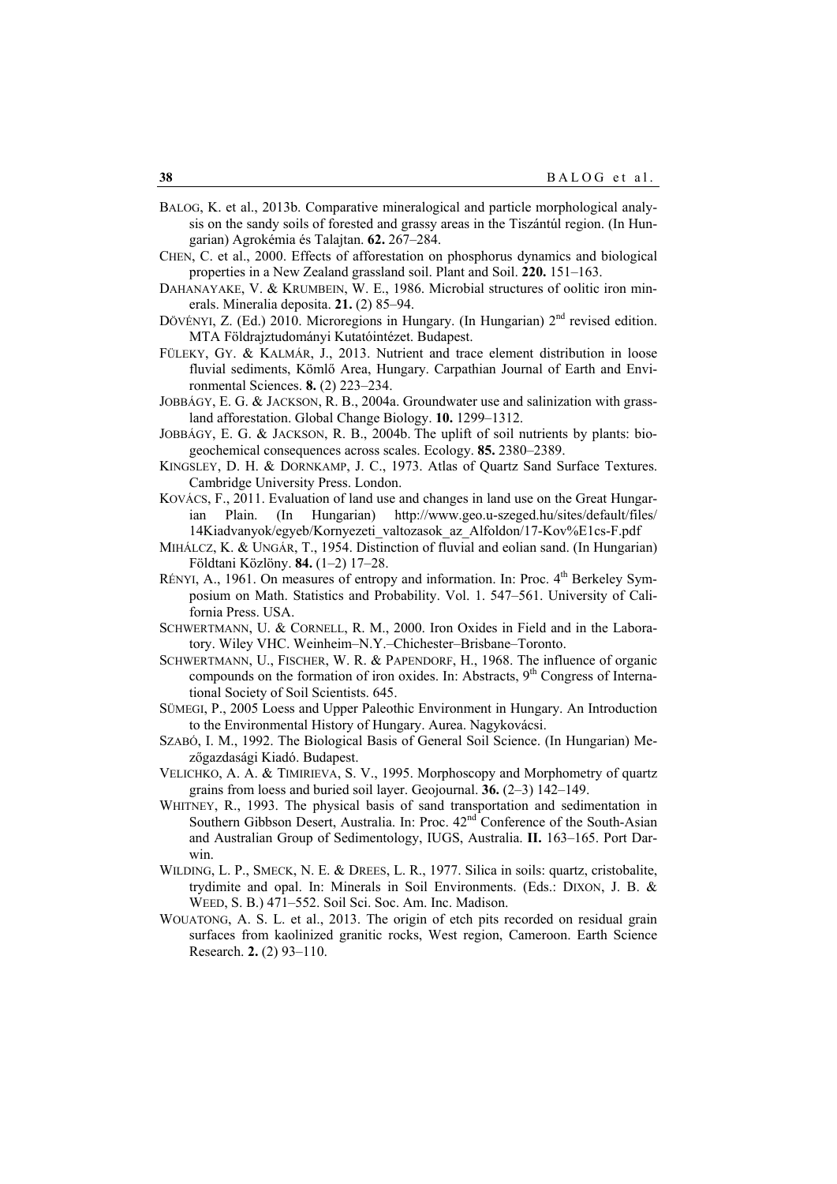BALOG, K. et al., 2013b. Comparative mineralogical and particle morphological analysis on the sandy soils of forested and grassy areas in the Tiszántúl region. (In Hungarian) Agrokémia és Talajtan. **62.** 267–284.

CHEN, C. et al., 2000. Effects of afforestation on phosphorus dynamics and biological properties in a New Zealand grassland soil. Plant and Soil. **220.** 151–163.

DAHANAYAKE, V. & KRUMBEIN, W. E., 1986. Microbial structures of oolitic iron minerals. Mineralia deposita. **21.** (2) 85–94.

DÖVÉNYI, Z. (Ed.) 2010. Microregions in Hungary. (In Hungarian) 2nd revised edition. MTA Földrajztudományi Kutatóintézet. Budapest.

FÜLEKY, GY. & KALMÁR, J., 2013. Nutrient and trace element distribution in loose fluvial sediments, Kömlő Area, Hungary. Carpathian Journal of Earth and Environmental Sciences. **8.** (2) 223–234.

JOBBÁGY, E. G. & JACKSON, R. B., 2004a. Groundwater use and salinization with grassland afforestation. Global Change Biology. **10.** 1299–1312.

JOBBÁGY, E. G. & JACKSON, R. B., 2004b. The uplift of soil nutrients by plants: biogeochemical consequences across scales. Ecology. **85.** 2380–2389.

KINGSLEY, D. H. & DORNKAMP, J. C., 1973. Atlas of Quartz Sand Surface Textures. Cambridge University Press. London.

KOVÁCS, F., 2011. Evaluation of land use and changes in land use on the Great Hungarian Plain. (In Hungarian) http://www.geo.u-szeged.hu/sites/default/files/14Kiadvanyok/egyeb/Kornyezeti_valtozasok_az_Alfoldon/17-Kov%E1cs-F.pdf

MIHÁLCZ, K. & UNGÁR, T., 1954. Distinction of fluvial and eolian sand. (In Hungarian) Földtani Közlöny. **84.** (1–2) 17–28.

RÉNYI, A., 1961. On measures of entropy and information. In: Proc. 4th Berkeley Symposium on Math. Statistics and Probability. Vol. 1. 547–561. University of California Press. USA.

SCHWERTMANN, U. & CORNELL, R. M., 2000. Iron Oxides in Field and in the Laboratory. Wiley VHC. Weinheim–N.Y.–Chichester–Brisbane–Toronto.

SCHWERTMANN, U., FISCHER, W. R. & PAPENDORF, H., 1968. The influence of organic compounds on the formation of iron oxides. In: Abstracts, 9th Congress of International Society of Soil Scientists. 645.

SÜMEGI, P., 2005 Loess and Upper Paleothic Environment in Hungary. An Introduction to the Environmental History of Hungary. Aurea. Nagykovácsi.

SZABÓ, I. M., 1992. The Biological Basis of General Soil Science. (In Hungarian) Mezőgazdasági Kiadó. Budapest.

VELICHKO, A. A. & TIMIRIEVA, S. V., 1995. Morphoscopy and Morphometry of quartz grains from loess and buried soil layer. Geojournal. **36.** (2–3) 142–149.

WHITNEY, R., 1993. The physical basis of sand transportation and sedimentation in Southern Gibbson Desert, Australia. In: Proc. 42nd Conference of the South-Asian and Australian Group of Sedimentology, IUGS, Australia. **II.** 163–165. Port Darwin.

WILDING, L. P., SMECK, N. E. & DREES, L. R., 1977. Silica in soils: quartz, cristobalite, trydimite and opal. In: Minerals in Soil Environments. (Eds.: DIXON, J. B. & WEED, S. B.) 471–552. Soil Sci. Soc. Am. Inc. Madison.

WOUATONG, A. S. L. et al., 2013. The origin of etch pits recorded on residual grain surfaces from kaolinized granitic rocks, West region, Cameroon. Earth Science Research. **2.** (2) 93–110.